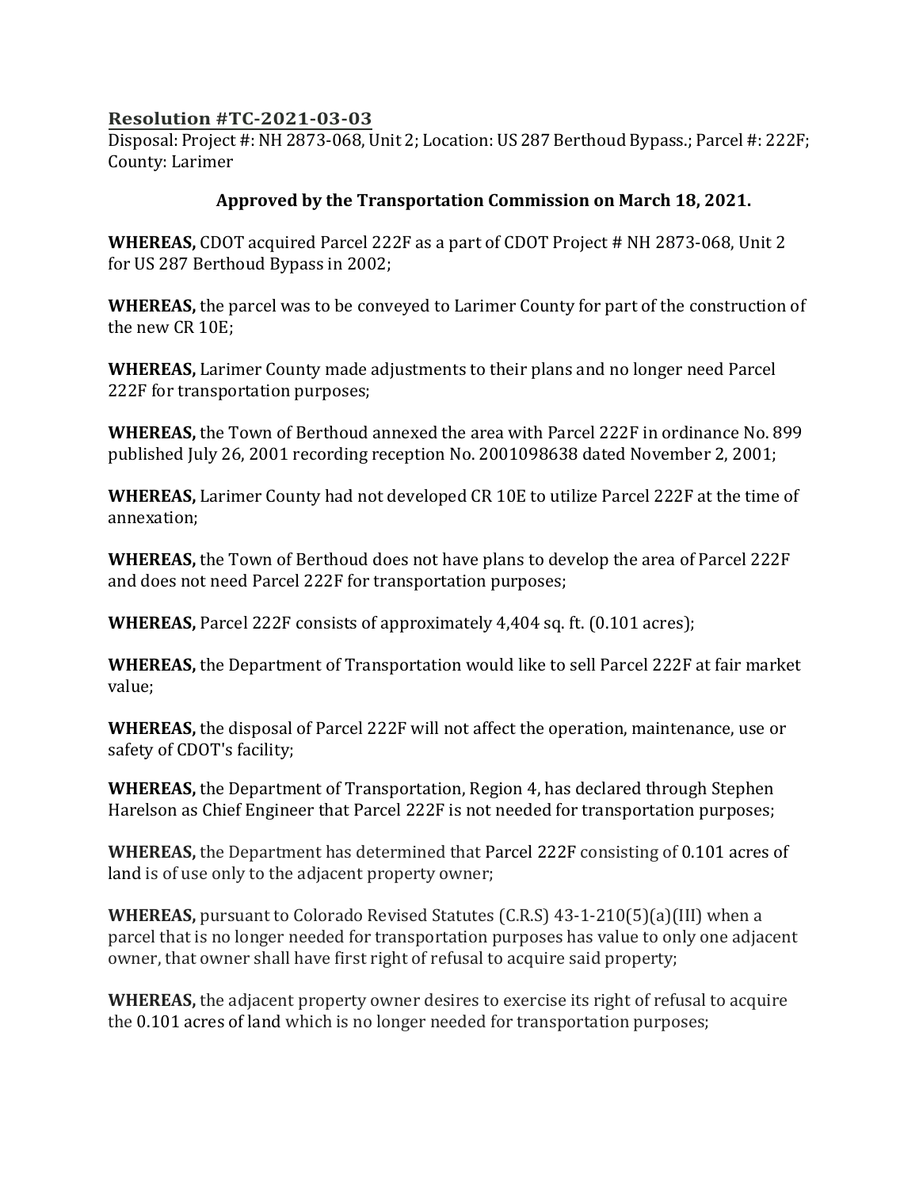## Resolution #TC-2021-03-03

Disposal: Project #: NH 2873-068, Unit 2; Location: US 287 Berthoud Bypass.; Parcel #: 222F; County: Larimer

**Approved by the Transportation Commission on March 18, 2021.**

**WHEREAS,** CDOT acquired Parcel 222F as a part of CDOT Project # NH 2873-068, Unit 2 for US 287 Berthoud Bypass in 2002;

**WHEREAS,** the parcel was to be conveyed to Larimer County for part of the construction of the new CR 10E;

**WHEREAS,** Larimer County made adjustments to their plans and no longer need Parcel 222F for transportation purposes;

**WHEREAS,** the Town of Berthoud annexed the area with Parcel 222F in ordinance No. 899 published July 26, 2001 recording reception No. 2001098638 dated November 2, 2001;

**WHEREAS,** Larimer County had not developed CR 10E to utilize Parcel 222F at the time of annexation;

**WHEREAS,** the Town of Berthoud does not have plans to develop the area of Parcel 222F and does not need Parcel 222F for transportation purposes;

**WHEREAS,** Parcel 222F consists of approximately 4,404 sq. ft. (0.101 acres);

**WHEREAS,** the Department of Transportation would like to sell Parcel 222F at fair market value;

**WHEREAS,** the disposal of Parcel 222F will not affect the operation, maintenance, use or safety of CDOT's facility;

**WHEREAS,** the Department of Transportation, Region 4, has declared through Stephen Harelson as Chief Engineer that Parcel 222F is not needed for transportation purposes;

**WHEREAS,** the Department has determined that Parcel 222F consisting of 0.101 acres of land is of use only to the adjacent property owner;

**WHEREAS,** pursuant to Colorado Revised Statutes (C.R.S) 43-1-210(5)(a)(III) when a parcel that is no longer needed for transportation purposes has value to only one adjacent owner, that owner shall have first right of refusal to acquire said property;

**WHEREAS,** the adjacent property owner desires to exercise its right of refusal to acquire the 0.101 acres of land which is no longer needed for transportation purposes;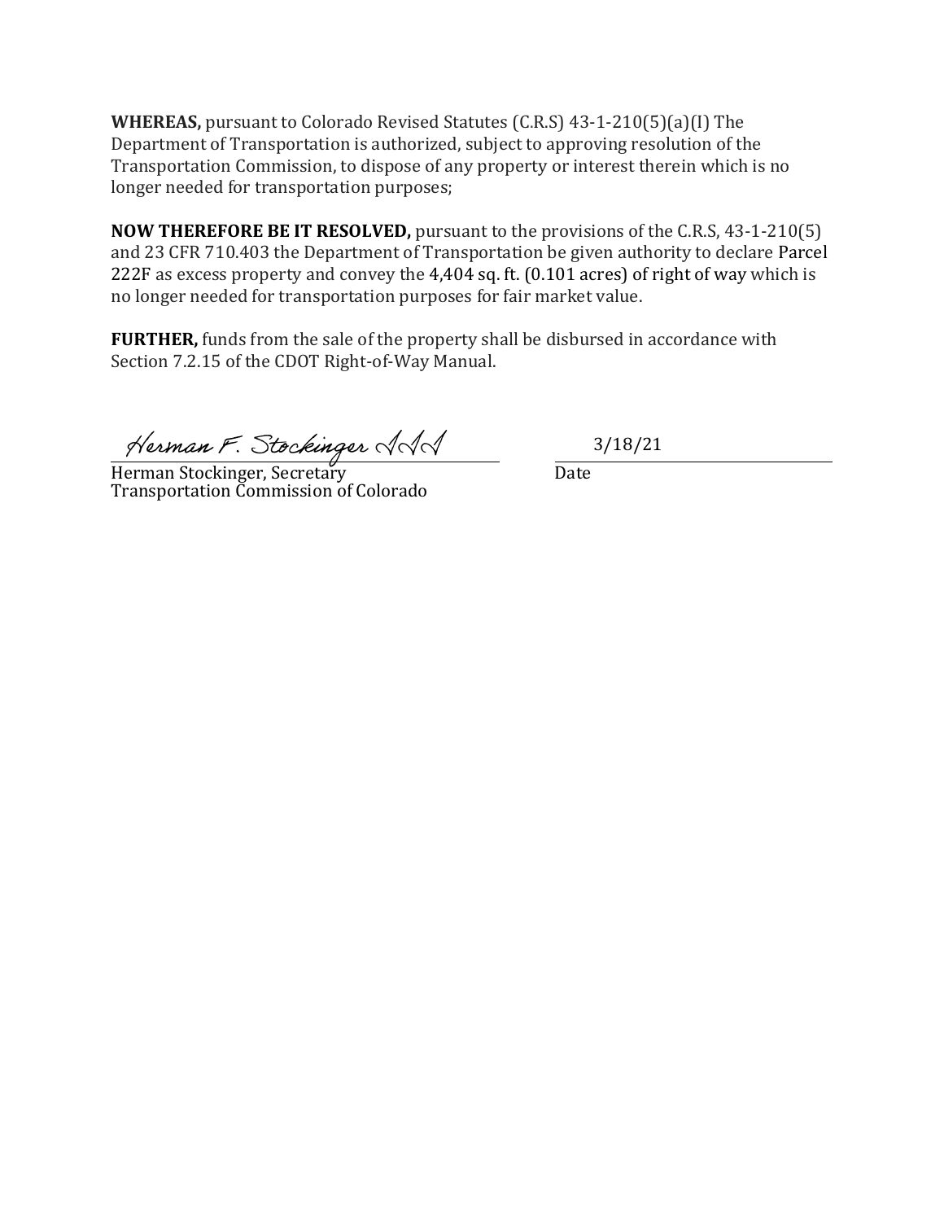**WHEREAS,** pursuant to Colorado Revised Statutes (C.R.S) 43-1-210(5)(a)(I) The Department of Transportation is authorized, subject to approving resolution of the Transportation Commission, to dispose of any property or interest therein which is no longer needed for transportation purposes;

**NOW THEREFORE BE IT RESOLVED,** pursuant to the provisions of the C.R.S, 43-1-210(5) and 23 CFR 710.403 the Department of Transportation be given authority to declare Parcel 222F as excess property and convey the 4,404 sq. ft. (0.101 acres) of right of way which is no longer needed for transportation purposes for fair market value.

**FURTHER,** funds from the sale of the property shall be disbursed in accordance with Section 7.2.15 of the CDOT Right-of-Way Manual.

Herman F. Stockinger III

Herman Stockinger, Secretary
Transportation Commission of Colorado

3/18/21

Date